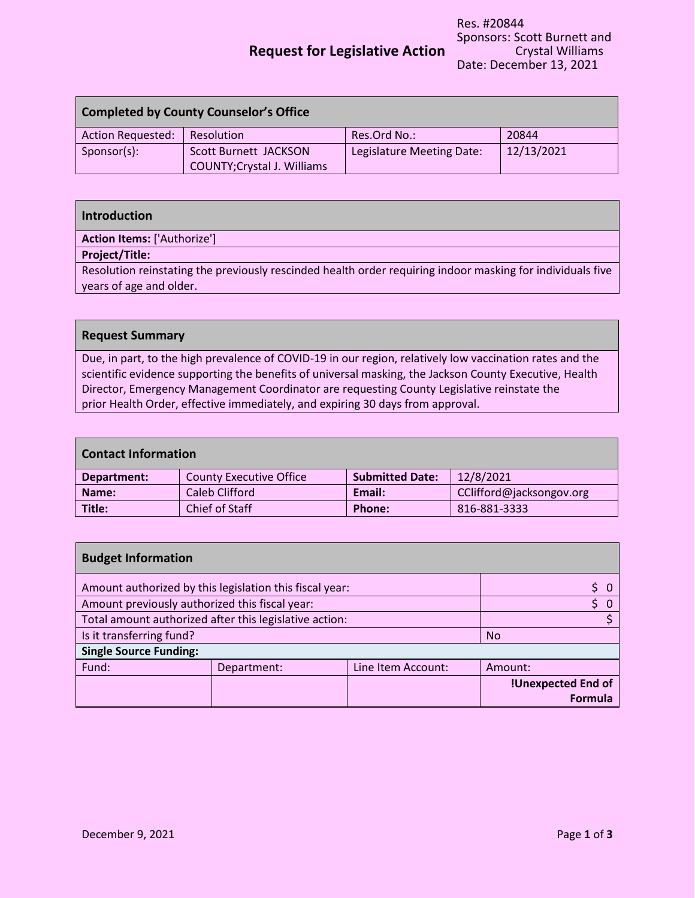Res. #20844
Sponsors: Scott Burnett and Crystal Williams
Date: December 13, 2021

# Request for Legislative Action

| Completed by County Counselor's Office | | | |
|---|---|---|---|
| Action Requested: | Resolution | Res.Ord No.: | 20844 |
| Sponsor(s): | Scott Burnett JACKSON COUNTY;Crystal J. Williams | Legislature Meeting Date: | 12/13/2021 |

## Introduction

**Action Items:** ['Authorize']

**Project/Title:**

Resolution reinstating the previously rescinded health order requiring indoor masking for individuals five years of age and older.

## Request Summary

Due, in part, to the high prevalence of COVID-19 in our region, relatively low vaccination rates and the scientific evidence supporting the benefits of universal masking, the Jackson County Executive, Health Director, Emergency Management Coordinator are requesting County Legislative reinstate the prior Health Order, effective immediately, and expiring 30 days from approval.

## Contact Information

| | | | |
|---|---|---|---|
| **Department:** | County Executive Office | **Submitted Date:** | 12/8/2021 |
| **Name:** | Caleb Clifford | **Email:** | CClifford@jacksongov.org |
| **Title:** | Chief of Staff | **Phone:** | 816-881-3333 |

## Budget Information

| | | | |
|---|---|---|---|
| Amount authorized by this legislation this fiscal year: | | | $ 0 |
| Amount previously authorized this fiscal year: | | | $ 0 |
| Total amount authorized after this legislative action: | | | $ |
| Is it transferring fund? | | | No |
| **Single Source Funding:** | | | |
| Fund: | Department: | Line Item Account: | Amount: |
| | | | **!Unexpected End of Formula** |

December 9, 2021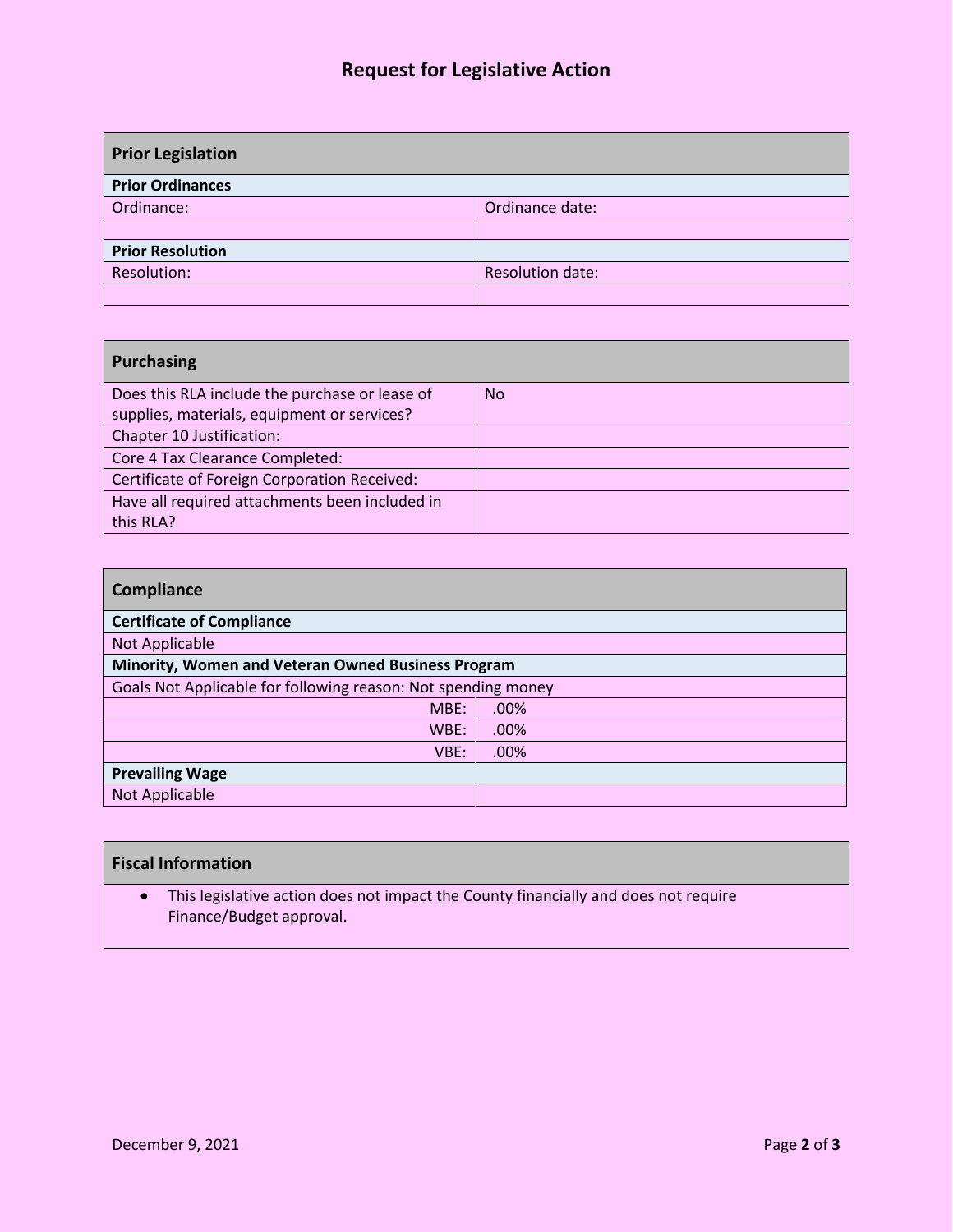# Request for Legislative Action

| Prior Legislation | |
|---|---|
| **Prior Ordinances** | |
| Ordinance: | Ordinance date: |
| | |
| **Prior Resolution** | |
| Resolution: | Resolution date: |
| | |

| Purchasing | |
|---|---|
| Does this RLA include the purchase or lease of supplies, materials, equipment or services? | No |
| Chapter 10 Justification: | |
| Core 4 Tax Clearance Completed: | |
| Certificate of Foreign Corporation Received: | |
| Have all required attachments been included in this RLA? | |

| Compliance | |
|---|---|
| **Certificate of Compliance** | |
| Not Applicable | |
| **Minority, Women and Veteran Owned Business Program** | |
| Goals Not Applicable for following reason: Not spending money | |
| MBE: | .00% |
| WBE: | .00% |
| VBE: | .00% |
| **Prevailing Wage** | |
| Not Applicable | |

## Fiscal Information

- This legislative action does not impact the County financially and does not require Finance/Budget approval.

December 9, 2021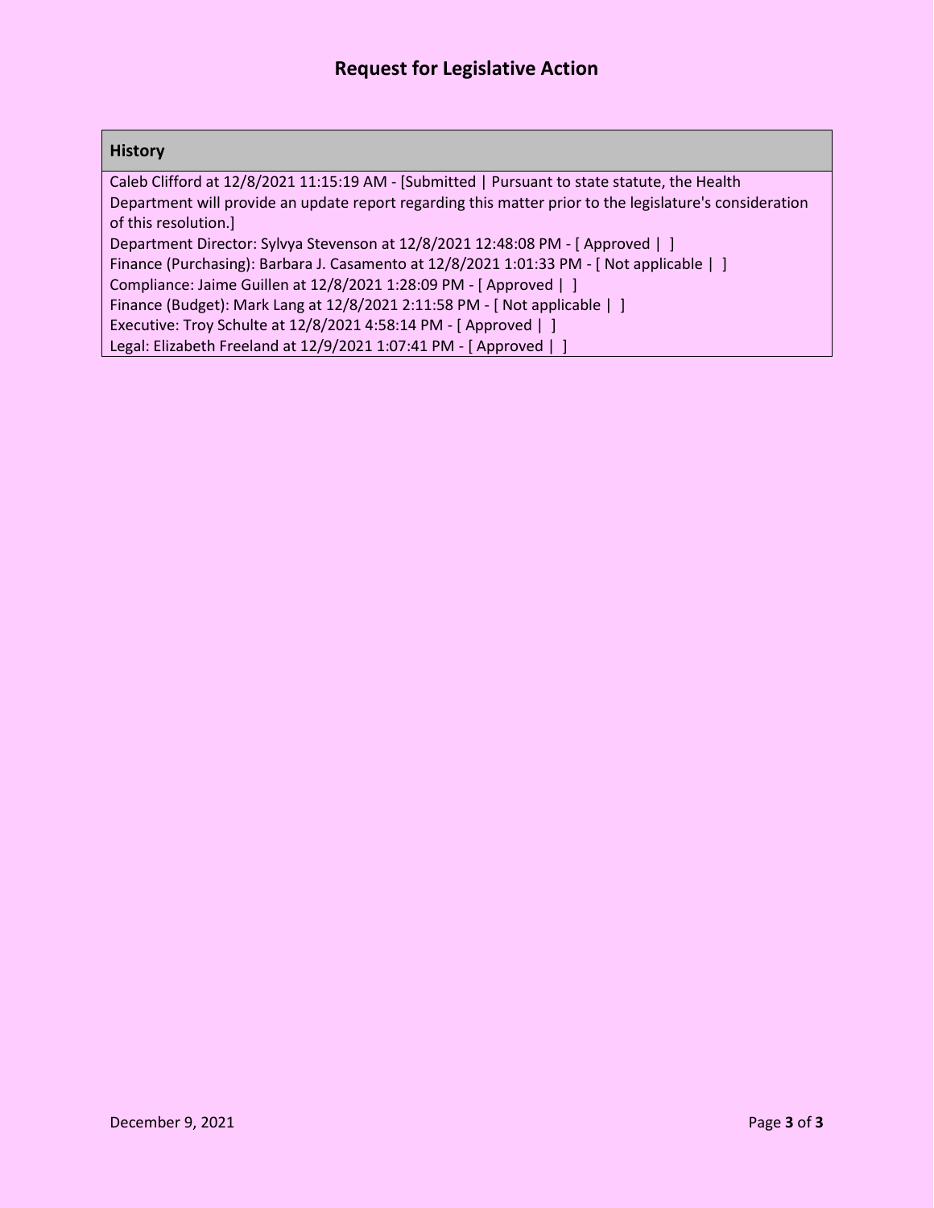# Request for Legislative Action

## History

Caleb Clifford at 12/8/2021 11:15:19 AM - [Submitted | Pursuant to state statute, the Health Department will provide an update report regarding this matter prior to the legislature's consideration of this resolution.]
Department Director: Sylvya Stevenson at 12/8/2021 12:48:08 PM - [ Approved | ]
Finance (Purchasing): Barbara J. Casamento at 12/8/2021 1:01:33 PM - [ Not applicable | ]
Compliance: Jaime Guillen at 12/8/2021 1:28:09 PM - [ Approved | ]
Finance (Budget): Mark Lang at 12/8/2021 2:11:58 PM - [ Not applicable | ]
Executive: Troy Schulte at 12/8/2021 4:58:14 PM - [ Approved | ]
Legal: Elizabeth Freeland at 12/9/2021 1:07:41 PM - [ Approved | ]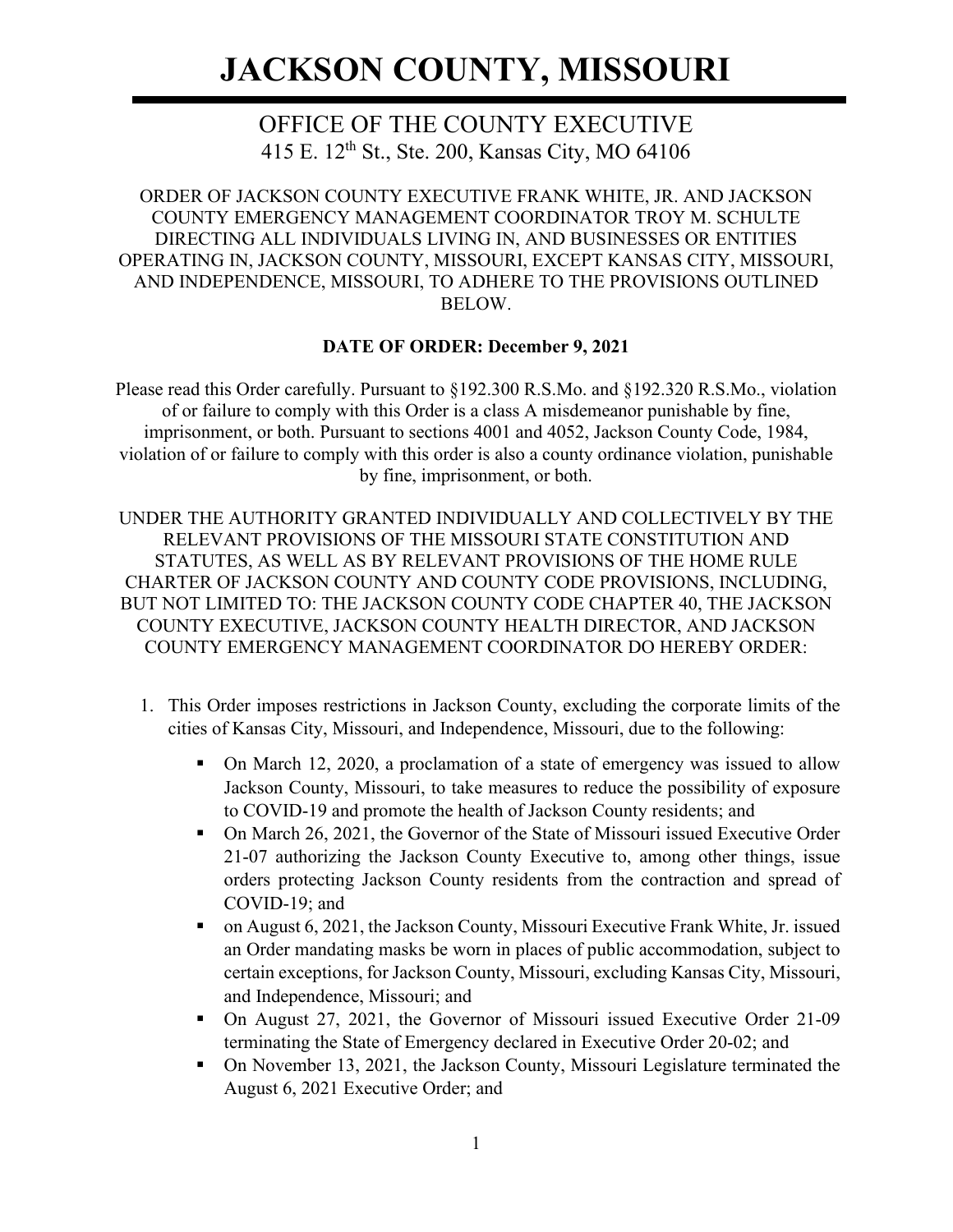# JACKSON COUNTY, MISSOURI

## OFFICE OF THE COUNTY EXECUTIVE

415 E. 12th St., Ste. 200, Kansas City, MO 64106

ORDER OF JACKSON COUNTY EXECUTIVE FRANK WHITE, JR. AND JACKSON COUNTY EMERGENCY MANAGEMENT COORDINATOR TROY M. SCHULTE DIRECTING ALL INDIVIDUALS LIVING IN, AND BUSINESSES OR ENTITIES OPERATING IN, JACKSON COUNTY, MISSOURI, EXCEPT KANSAS CITY, MISSOURI, AND INDEPENDENCE, MISSOURI, TO ADHERE TO THE PROVISIONS OUTLINED BELOW.

**DATE OF ORDER: December 9, 2021**

Please read this Order carefully. Pursuant to §192.300 R.S.Mo. and §192.320 R.S.Mo., violation of or failure to comply with this Order is a class A misdemeanor punishable by fine, imprisonment, or both. Pursuant to sections 4001 and 4052, Jackson County Code, 1984, violation of or failure to comply with this order is also a county ordinance violation, punishable by fine, imprisonment, or both.

UNDER THE AUTHORITY GRANTED INDIVIDUALLY AND COLLECTIVELY BY THE RELEVANT PROVISIONS OF THE MISSOURI STATE CONSTITUTION AND STATUTES, AS WELL AS BY RELEVANT PROVISIONS OF THE HOME RULE CHARTER OF JACKSON COUNTY AND COUNTY CODE PROVISIONS, INCLUDING, BUT NOT LIMITED TO: THE JACKSON COUNTY CODE CHAPTER 40, THE JACKSON COUNTY EXECUTIVE, JACKSON COUNTY HEALTH DIRECTOR, AND JACKSON COUNTY EMERGENCY MANAGEMENT COORDINATOR DO HEREBY ORDER:

1. This Order imposes restrictions in Jackson County, excluding the corporate limits of the cities of Kansas City, Missouri, and Independence, Missouri, due to the following:

   - On March 12, 2020, a proclamation of a state of emergency was issued to allow Jackson County, Missouri, to take measures to reduce the possibility of exposure to COVID-19 and promote the health of Jackson County residents; and
   - On March 26, 2021, the Governor of the State of Missouri issued Executive Order 21-07 authorizing the Jackson County Executive to, among other things, issue orders protecting Jackson County residents from the contraction and spread of COVID-19; and
   - on August 6, 2021, the Jackson County, Missouri Executive Frank White, Jr. issued an Order mandating masks be worn in places of public accommodation, subject to certain exceptions, for Jackson County, Missouri, excluding Kansas City, Missouri, and Independence, Missouri; and
   - On August 27, 2021, the Governor of Missouri issued Executive Order 21-09 terminating the State of Emergency declared in Executive Order 20-02; and
   - On November 13, 2021, the Jackson County, Missouri Legislature terminated the August 6, 2021 Executive Order; and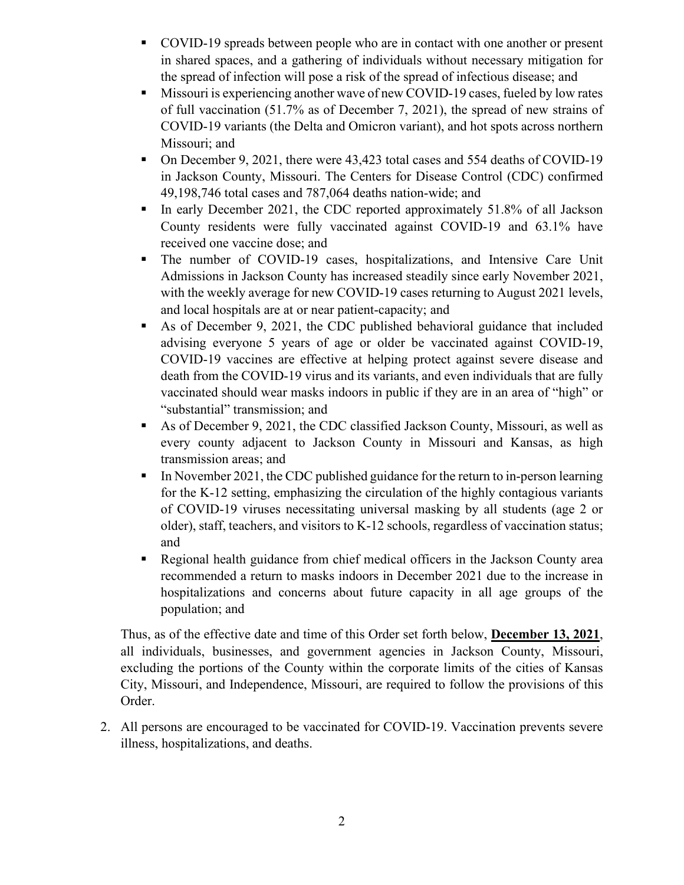- COVID-19 spreads between people who are in contact with one another or present in shared spaces, and a gathering of individuals without necessary mitigation for the spread of infection will pose a risk of the spread of infectious disease; and
- Missouri is experiencing another wave of new COVID-19 cases, fueled by low rates of full vaccination (51.7% as of December 7, 2021), the spread of new strains of COVID-19 variants (the Delta and Omicron variant), and hot spots across northern Missouri; and
- On December 9, 2021, there were 43,423 total cases and 554 deaths of COVID-19 in Jackson County, Missouri. The Centers for Disease Control (CDC) confirmed 49,198,746 total cases and 787,064 deaths nation-wide; and
- In early December 2021, the CDC reported approximately 51.8% of all Jackson County residents were fully vaccinated against COVID-19 and 63.1% have received one vaccine dose; and
- The number of COVID-19 cases, hospitalizations, and Intensive Care Unit Admissions in Jackson County has increased steadily since early November 2021, with the weekly average for new COVID-19 cases returning to August 2021 levels, and local hospitals are at or near patient-capacity; and
- As of December 9, 2021, the CDC published behavioral guidance that included advising everyone 5 years of age or older be vaccinated against COVID-19, COVID-19 vaccines are effective at helping protect against severe disease and death from the COVID-19 virus and its variants, and even individuals that are fully vaccinated should wear masks indoors in public if they are in an area of "high" or "substantial" transmission; and
- As of December 9, 2021, the CDC classified Jackson County, Missouri, as well as every county adjacent to Jackson County in Missouri and Kansas, as high transmission areas; and
- In November 2021, the CDC published guidance for the return to in-person learning for the K-12 setting, emphasizing the circulation of the highly contagious variants of COVID-19 viruses necessitating universal masking by all students (age 2 or older), staff, teachers, and visitors to K-12 schools, regardless of vaccination status; and
- Regional health guidance from chief medical officers in the Jackson County area recommended a return to masks indoors in December 2021 due to the increase in hospitalizations and concerns about future capacity in all age groups of the population; and

Thus, as of the effective date and time of this Order set forth below, **December 13, 2021**, all individuals, businesses, and government agencies in Jackson County, Missouri, excluding the portions of the County within the corporate limits of the cities of Kansas City, Missouri, and Independence, Missouri, are required to follow the provisions of this Order.

2. All persons are encouraged to be vaccinated for COVID-19. Vaccination prevents severe illness, hospitalizations, and deaths.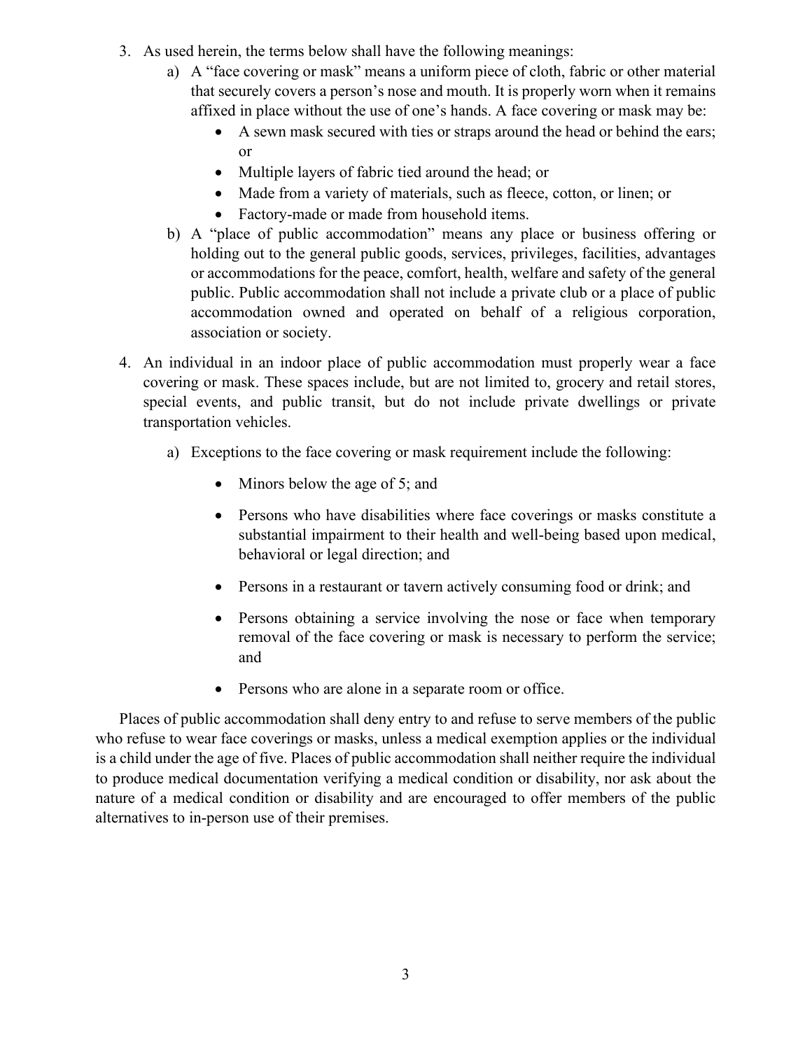3. As used herein, the terms below shall have the following meanings:
    a) A "face covering or mask" means a uniform piece of cloth, fabric or other material that securely covers a person's nose and mouth. It is properly worn when it remains affixed in place without the use of one's hands. A face covering or mask may be:
        - A sewn mask secured with ties or straps around the head or behind the ears; or
        - Multiple layers of fabric tied around the head; or
        - Made from a variety of materials, such as fleece, cotton, or linen; or
        - Factory-made or made from household items.
    b) A "place of public accommodation" means any place or business offering or holding out to the general public goods, services, privileges, facilities, advantages or accommodations for the peace, comfort, health, welfare and safety of the general public. Public accommodation shall not include a private club or a place of public accommodation owned and operated on behalf of a religious corporation, association or society.

4. An individual in an indoor place of public accommodation must properly wear a face covering or mask. These spaces include, but are not limited to, grocery and retail stores, special events, and public transit, but do not include private dwellings or private transportation vehicles.

    a) Exceptions to the face covering or mask requirement include the following:

        - Minors below the age of 5; and
        - Persons who have disabilities where face coverings or masks constitute a substantial impairment to their health and well-being based upon medical, behavioral or legal direction; and
        - Persons in a restaurant or tavern actively consuming food or drink; and
        - Persons obtaining a service involving the nose or face when temporary removal of the face covering or mask is necessary to perform the service; and
        - Persons who are alone in a separate room or office.

Places of public accommodation shall deny entry to and refuse to serve members of the public who refuse to wear face coverings or masks, unless a medical exemption applies or the individual is a child under the age of five. Places of public accommodation shall neither require the individual to produce medical documentation verifying a medical condition or disability, nor ask about the nature of a medical condition or disability and are encouraged to offer members of the public alternatives to in-person use of their premises.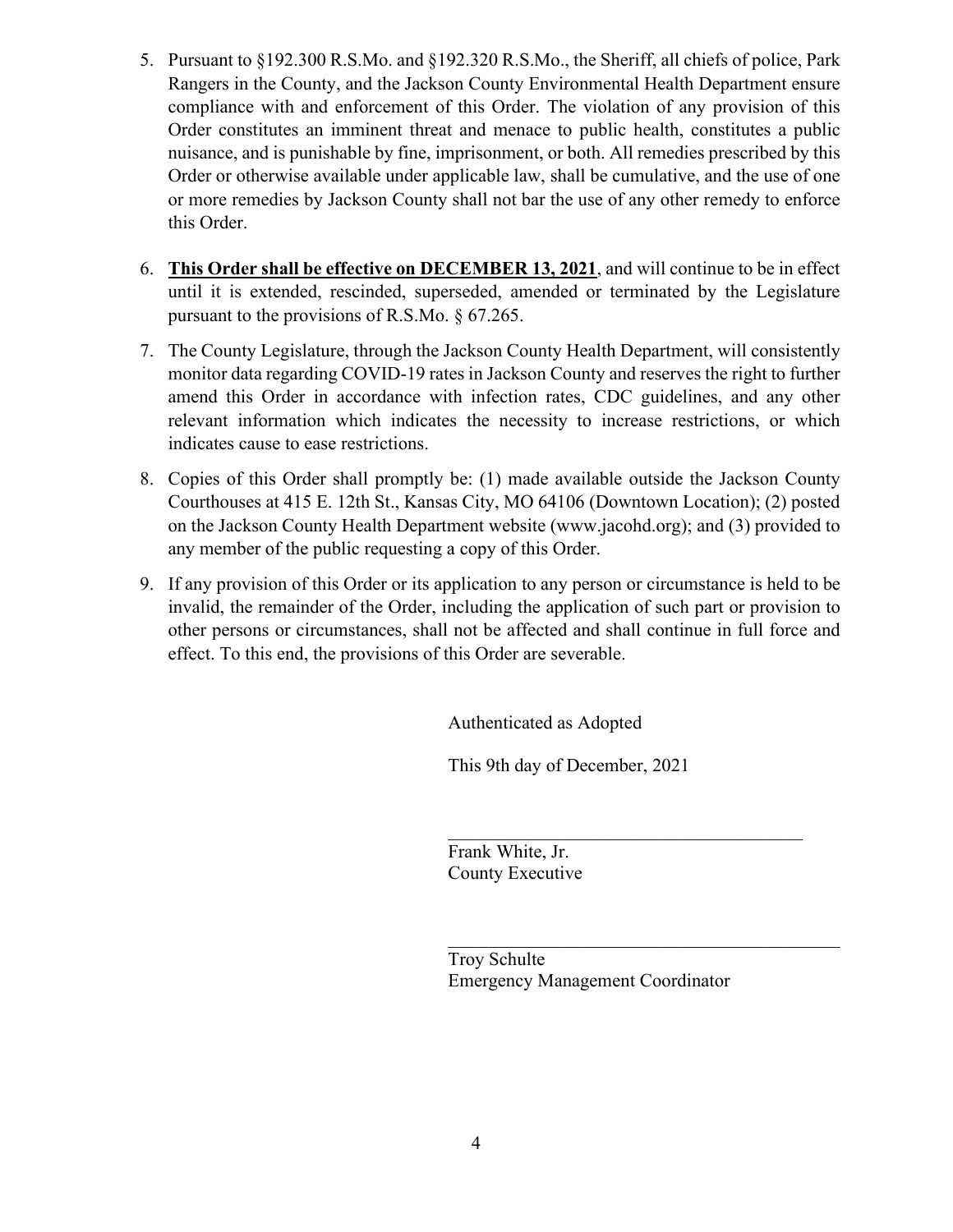5. Pursuant to §192.300 R.S.Mo. and §192.320 R.S.Mo., the Sheriff, all chiefs of police, Park Rangers in the County, and the Jackson County Environmental Health Department ensure compliance with and enforcement of this Order. The violation of any provision of this Order constitutes an imminent threat and menace to public health, constitutes a public nuisance, and is punishable by fine, imprisonment, or both. All remedies prescribed by this Order or otherwise available under applicable law, shall be cumulative, and the use of one or more remedies by Jackson County shall not bar the use of any other remedy to enforce this Order.

6. **This Order shall be effective on DECEMBER 13, 2021**, and will continue to be in effect until it is extended, rescinded, superseded, amended or terminated by the Legislature pursuant to the provisions of R.S.Mo. § 67.265.

7. The County Legislature, through the Jackson County Health Department, will consistently monitor data regarding COVID-19 rates in Jackson County and reserves the right to further amend this Order in accordance with infection rates, CDC guidelines, and any other relevant information which indicates the necessity to increase restrictions, or which indicates cause to ease restrictions.

8. Copies of this Order shall promptly be: (1) made available outside the Jackson County Courthouses at 415 E. 12th St., Kansas City, MO 64106 (Downtown Location); (2) posted on the Jackson County Health Department website (www.jacohd.org); and (3) provided to any member of the public requesting a copy of this Order.

9. If any provision of this Order or its application to any person or circumstance is held to be invalid, the remainder of the Order, including the application of such part or provision to other persons or circumstances, shall not be affected and shall continue in full force and effect. To this end, the provisions of this Order are severable.

Authenticated as Adopted

This 9th day of December, 2021

\_\_\_\_\_\_\_\_\_\_\_\_\_\_\_\_\_\_\_\_\_\_\_\_\_\_\_\_\_\_\_\_\_\_\_\_\_\_\_\_

Frank White, Jr.
County Executive

\_\_\_\_\_\_\_\_\_\_\_\_\_\_\_\_\_\_\_\_\_\_\_\_\_\_\_\_\_\_\_\_\_\_\_\_\_\_\_\_

Troy Schulte
Emergency Management Coordinator